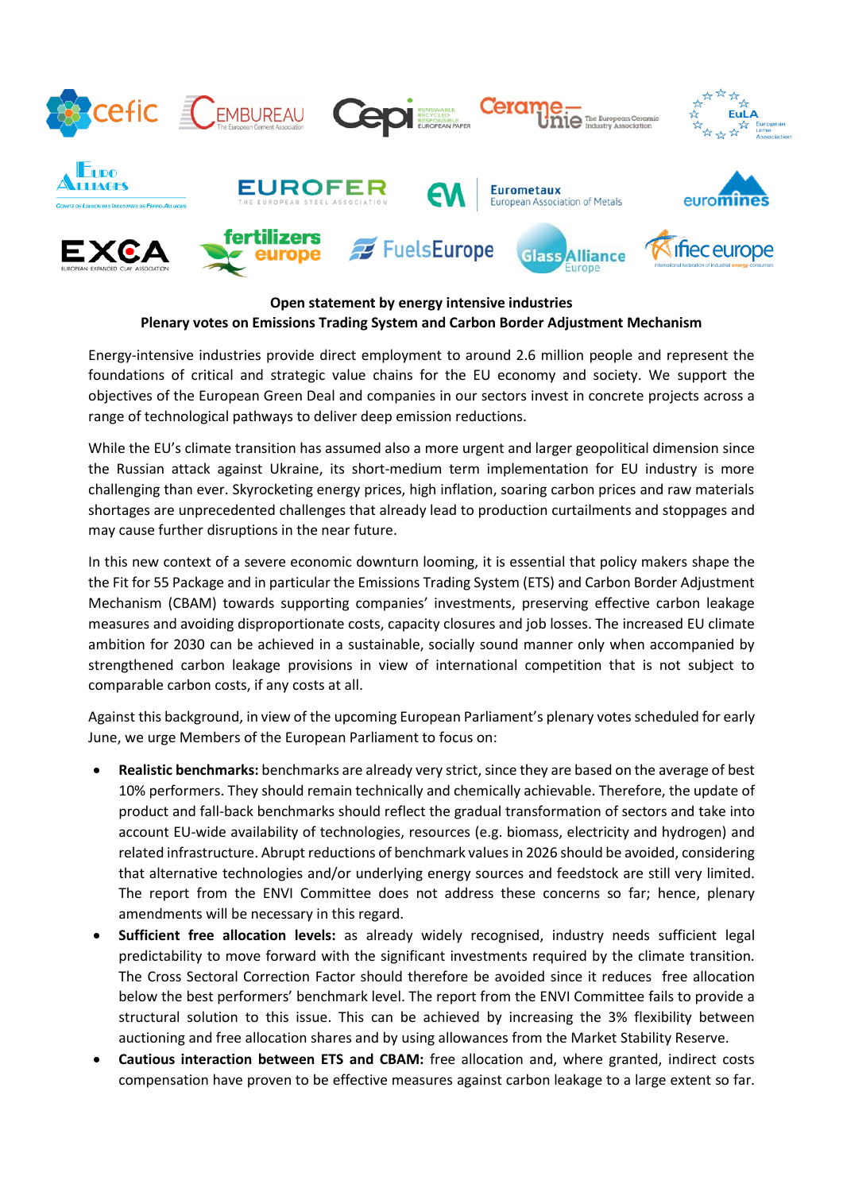**Open statement by energy intensive industries**
**Plenary votes on Emissions Trading System and Carbon Border Adjustment Mechanism**

Energy-intensive industries provide direct employment to around 2.6 million people and represent the foundations of critical and strategic value chains for the EU economy and society. We support the objectives of the European Green Deal and companies in our sectors invest in concrete projects across a range of technological pathways to deliver deep emission reductions.

While the EU's climate transition has assumed also a more urgent and larger geopolitical dimension since the Russian attack against Ukraine, its short-medium term implementation for EU industry is more challenging than ever. Skyrocketing energy prices, high inflation, soaring carbon prices and raw materials shortages are unprecedented challenges that already lead to production curtailments and stoppages and may cause further disruptions in the near future.

In this new context of a severe economic downturn looming, it is essential that policy makers shape the the Fit for 55 Package and in particular the Emissions Trading System (ETS) and Carbon Border Adjustment Mechanism (CBAM) towards supporting companies' investments, preserving effective carbon leakage measures and avoiding disproportionate costs, capacity closures and job losses. The increased EU climate ambition for 2030 can be achieved in a sustainable, socially sound manner only when accompanied by strengthened carbon leakage provisions in view of international competition that is not subject to comparable carbon costs, if any costs at all.

Against this background, in view of the upcoming European Parliament's plenary votes scheduled for early June, we urge Members of the European Parliament to focus on:

- **Realistic benchmarks:** benchmarks are already very strict, since they are based on the average of best 10% performers. They should remain technically and chemically achievable. Therefore, the update of product and fall-back benchmarks should reflect the gradual transformation of sectors and take into account EU-wide availability of technologies, resources (e.g. biomass, electricity and hydrogen) and related infrastructure. Abrupt reductions of benchmark values in 2026 should be avoided, considering that alternative technologies and/or underlying energy sources and feedstock are still very limited. The report from the ENVI Committee does not address these concerns so far; hence, plenary amendments will be necessary in this regard.
- **Sufficient free allocation levels:** as already widely recognised, industry needs sufficient legal predictability to move forward with the significant investments required by the climate transition. The Cross Sectoral Correction Factor should therefore be avoided since it reduces free allocation below the best performers' benchmark level. The report from the ENVI Committee fails to provide a structural solution to this issue. This can be achieved by increasing the 3% flexibility between auctioning and free allocation shares and by using allowances from the Market Stability Reserve.
- **Cautious interaction between ETS and CBAM:** free allocation and, where granted, indirect costs compensation have proven to be effective measures against carbon leakage to a large extent so far.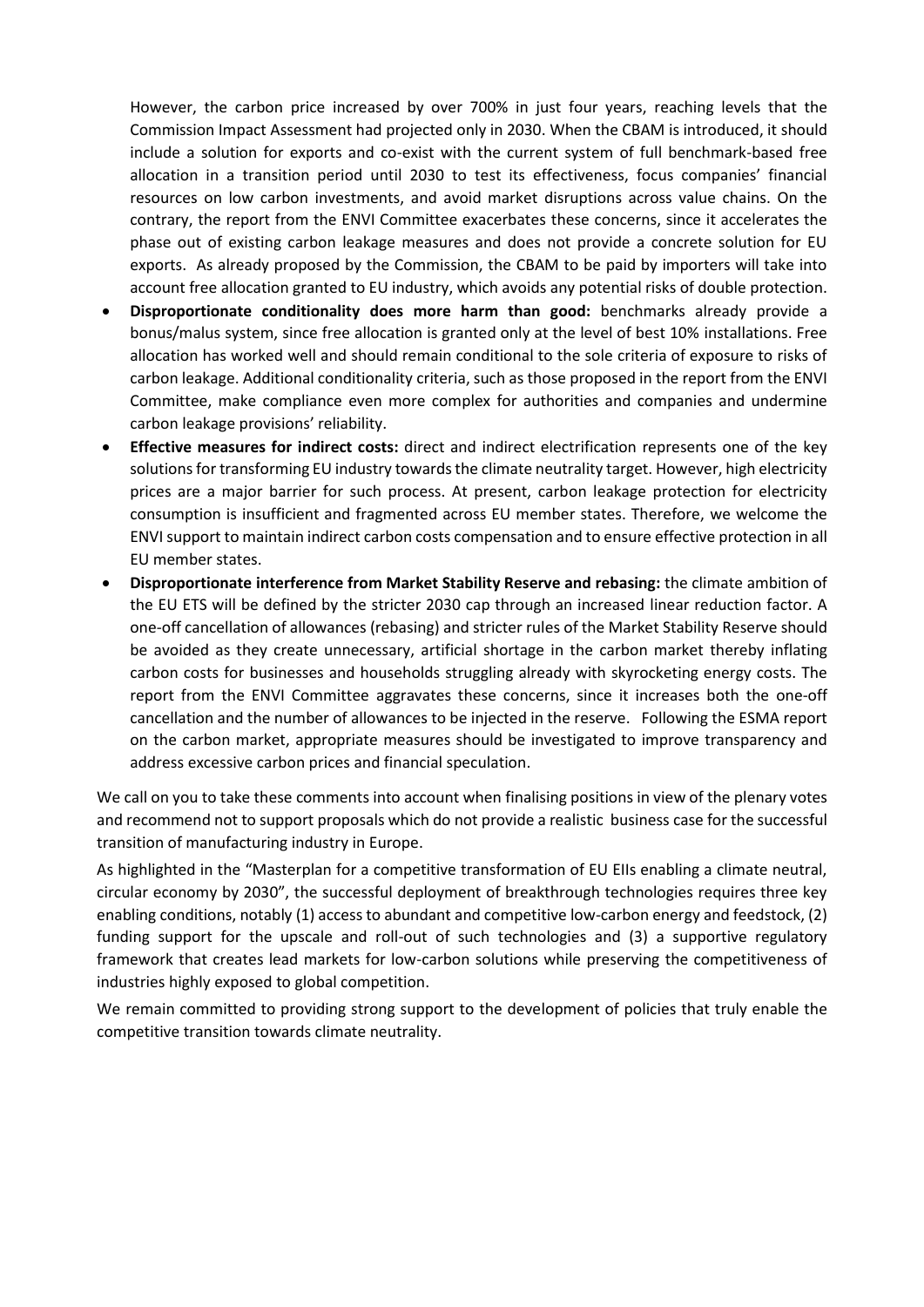However, the carbon price increased by over 700% in just four years, reaching levels that the Commission Impact Assessment had projected only in 2030. When the CBAM is introduced, it should include a solution for exports and co-exist with the current system of full benchmark-based free allocation in a transition period until 2030 to test its effectiveness, focus companies' financial resources on low carbon investments, and avoid market disruptions across value chains. On the contrary, the report from the ENVI Committee exacerbates these concerns, since it accelerates the phase out of existing carbon leakage measures and does not provide a concrete solution for EU exports. As already proposed by the Commission, the CBAM to be paid by importers will take into account free allocation granted to EU industry, which avoids any potential risks of double protection.

- **Disproportionate conditionality does more harm than good:** benchmarks already provide a bonus/malus system, since free allocation is granted only at the level of best 10% installations. Free allocation has worked well and should remain conditional to the sole criteria of exposure to risks of carbon leakage. Additional conditionality criteria, such as those proposed in the report from the ENVI Committee, make compliance even more complex for authorities and companies and undermine carbon leakage provisions' reliability.
- **Effective measures for indirect costs:** direct and indirect electrification represents one of the key solutions for transforming EU industry towards the climate neutrality target. However, high electricity prices are a major barrier for such process. At present, carbon leakage protection for electricity consumption is insufficient and fragmented across EU member states. Therefore, we welcome the ENVI support to maintain indirect carbon costs compensation and to ensure effective protection in all EU member states.
- **Disproportionate interference from Market Stability Reserve and rebasing:** the climate ambition of the EU ETS will be defined by the stricter 2030 cap through an increased linear reduction factor. A one-off cancellation of allowances (rebasing) and stricter rules of the Market Stability Reserve should be avoided as they create unnecessary, artificial shortage in the carbon market thereby inflating carbon costs for businesses and households struggling already with skyrocketing energy costs. The report from the ENVI Committee aggravates these concerns, since it increases both the one-off cancellation and the number of allowances to be injected in the reserve. Following the ESMA report on the carbon market, appropriate measures should be investigated to improve transparency and address excessive carbon prices and financial speculation.

We call on you to take these comments into account when finalising positions in view of the plenary votes and recommend not to support proposals which do not provide a realistic business case for the successful transition of manufacturing industry in Europe.

As highlighted in the "Masterplan for a competitive transformation of EU EIIs enabling a climate neutral, circular economy by 2030", the successful deployment of breakthrough technologies requires three key enabling conditions, notably (1) access to abundant and competitive low-carbon energy and feedstock, (2) funding support for the upscale and roll-out of such technologies and (3) a supportive regulatory framework that creates lead markets for low-carbon solutions while preserving the competitiveness of industries highly exposed to global competition.

We remain committed to providing strong support to the development of policies that truly enable the competitive transition towards climate neutrality.